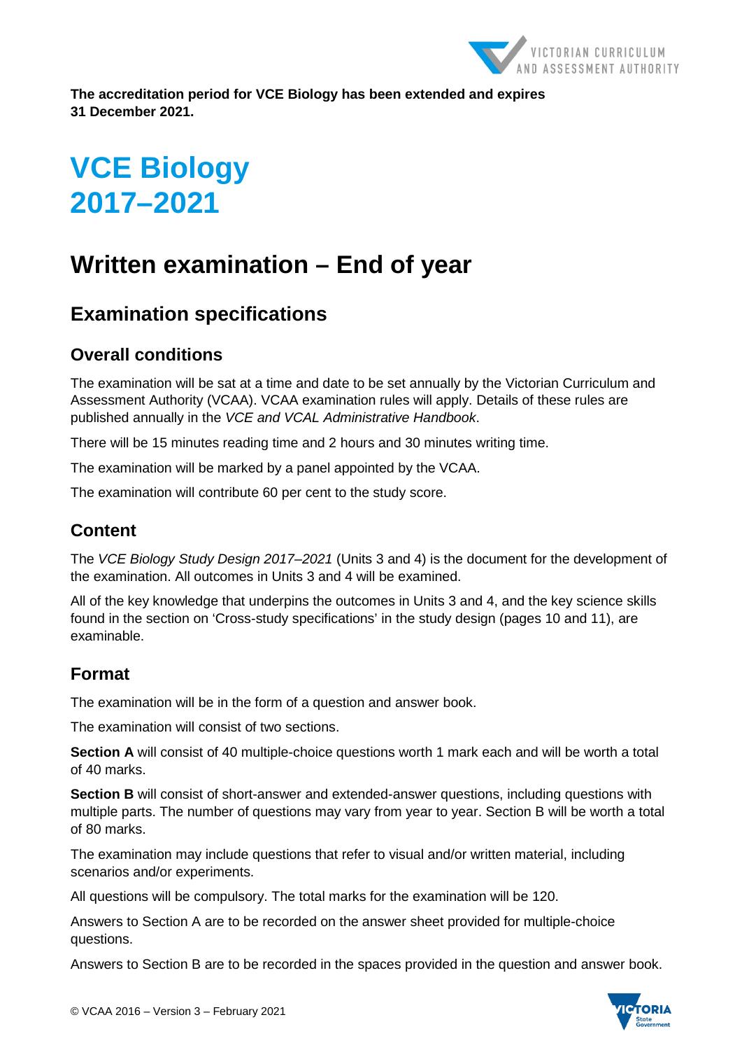**The accreditation period for VCE Biology has been extended and expires 31 December 2021.**

# VCE Biology 2017–2021

## Written examination – End of year

### Examination specifications

#### Overall conditions

The examination will be sat at a time and date to be set annually by the Victorian Curriculum and Assessment Authority (VCAA). VCAA examination rules will apply. Details of these rules are published annually in the *VCE and VCAL Administrative Handbook*.

There will be 15 minutes reading time and 2 hours and 30 minutes writing time.

The examination will be marked by a panel appointed by the VCAA.

The examination will contribute 60 per cent to the study score.

#### Content

The *VCE Biology Study Design 2017–2021* (Units 3 and 4) is the document for the development of the examination. All outcomes in Units 3 and 4 will be examined.

All of the key knowledge that underpins the outcomes in Units 3 and 4, and the key science skills found in the section on 'Cross-study specifications' in the study design (pages 10 and 11), are examinable.

#### Format

The examination will be in the form of a question and answer book.

The examination will consist of two sections.

**Section A** will consist of 40 multiple-choice questions worth 1 mark each and will be worth a total of 40 marks.

**Section B** will consist of short-answer and extended-answer questions, including questions with multiple parts. The number of questions may vary from year to year. Section B will be worth a total of 80 marks.

The examination may include questions that refer to visual and/or written material, including scenarios and/or experiments.

All questions will be compulsory. The total marks for the examination will be 120.

Answers to Section A are to be recorded on the answer sheet provided for multiple-choice questions.

Answers to Section B are to be recorded in the spaces provided in the question and answer book.

© VCAA 2016 – Version 3 – February 2021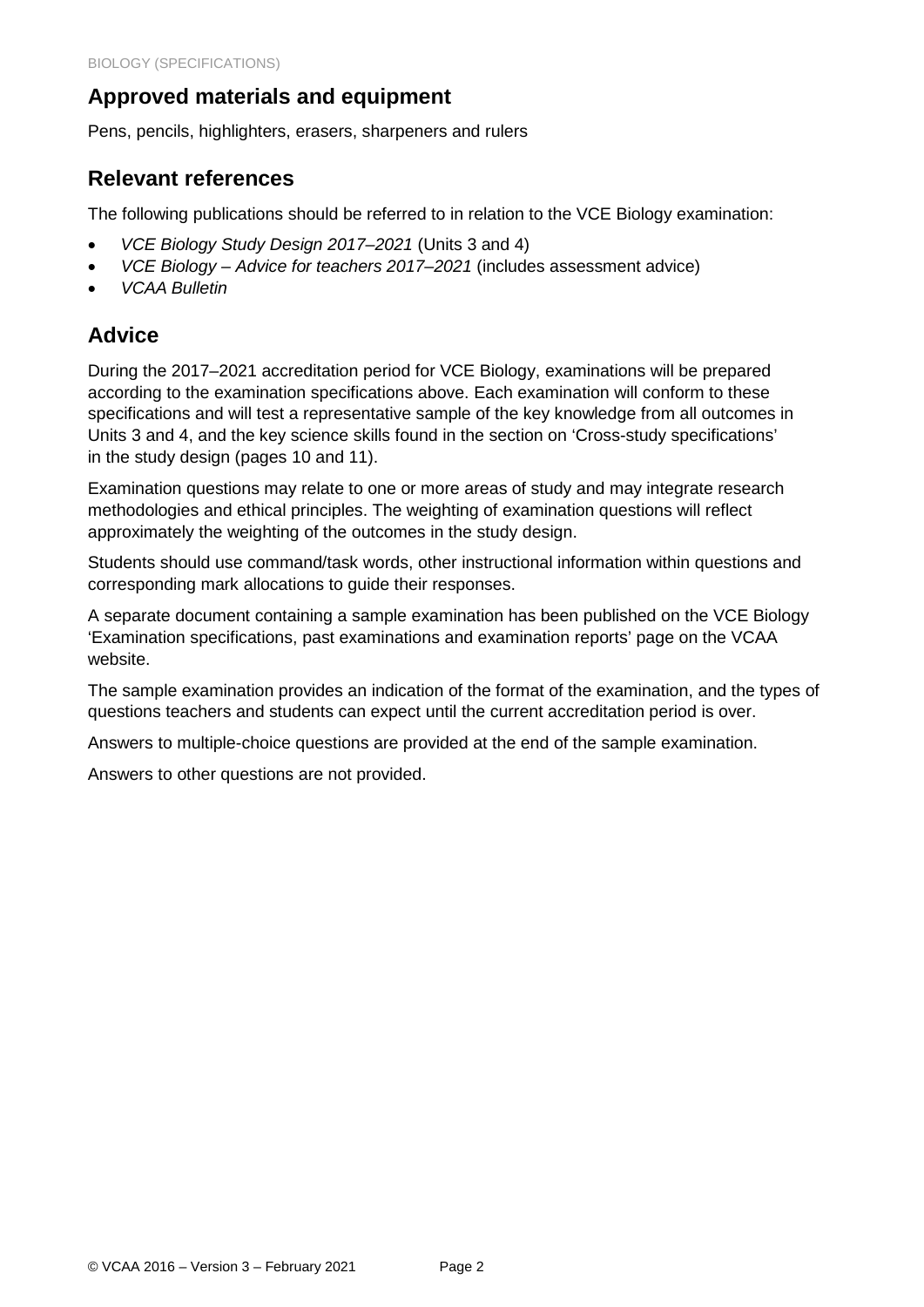## Approved materials and equipment

Pens, pencils, highlighters, erasers, sharpeners and rulers

## Relevant references

The following publications should be referred to in relation to the VCE Biology examination:

- *VCE Biology Study Design 2017–2021* (Units 3 and 4)
- *VCE Biology – Advice for teachers 2017–2021* (includes assessment advice)
- *VCAA Bulletin*

## Advice

During the 2017–2021 accreditation period for VCE Biology, examinations will be prepared according to the examination specifications above. Each examination will conform to these specifications and will test a representative sample of the key knowledge from all outcomes in Units 3 and 4, and the key science skills found in the section on 'Cross-study specifications' in the study design (pages 10 and 11).

Examination questions may relate to one or more areas of study and may integrate research methodologies and ethical principles. The weighting of examination questions will reflect approximately the weighting of the outcomes in the study design.

Students should use command/task words, other instructional information within questions and corresponding mark allocations to guide their responses.

A separate document containing a sample examination has been published on the VCE Biology 'Examination specifications, past examinations and examination reports' page on the VCAA website.

The sample examination provides an indication of the format of the examination, and the types of questions teachers and students can expect until the current accreditation period is over.

Answers to multiple-choice questions are provided at the end of the sample examination.

Answers to other questions are not provided.